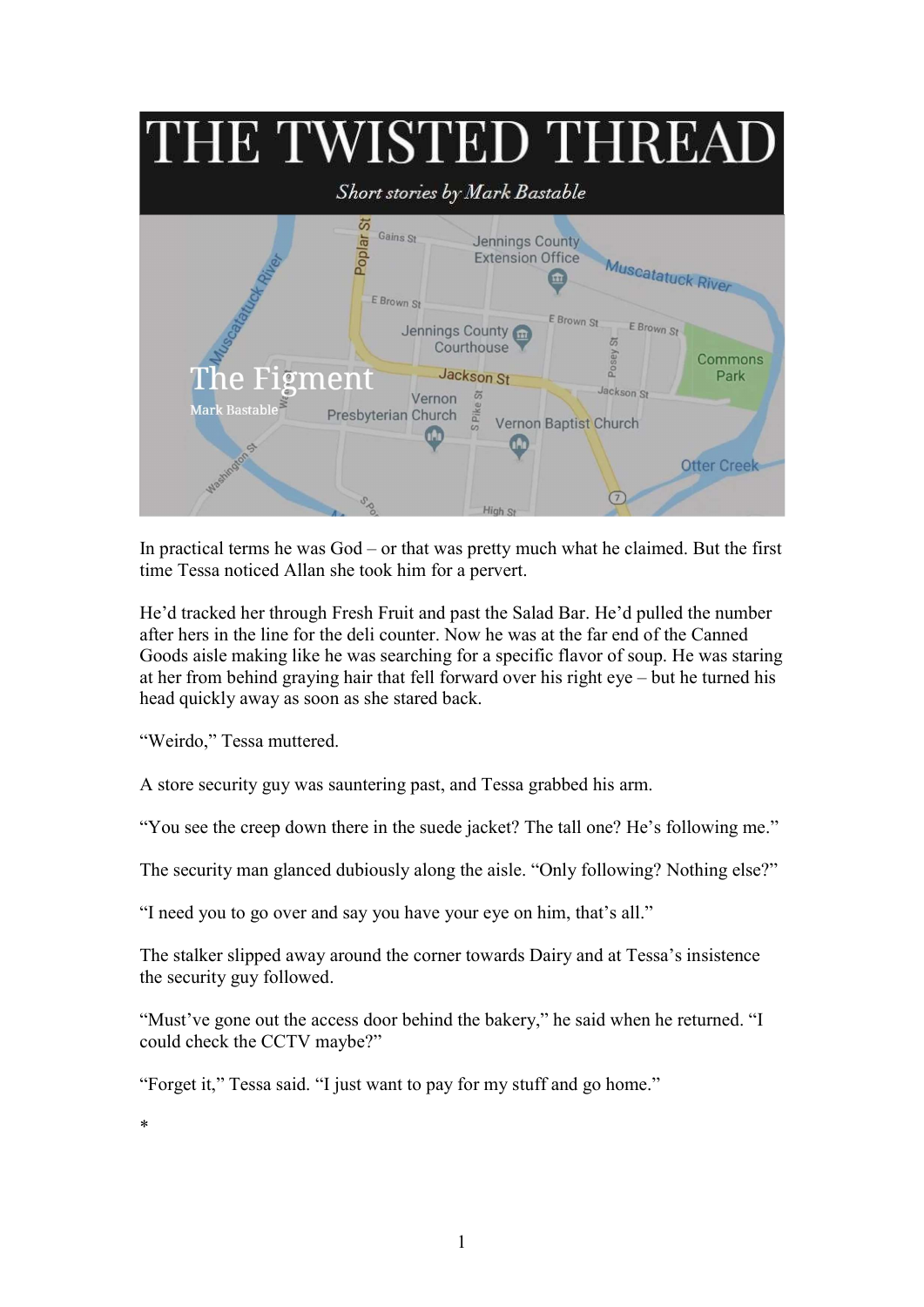# THE TWISTED THREAD

*Short stories by Mark Bastable*

## The Figment

Mark Bastable

In practical terms he was God – or that was pretty much what he claimed. But the first time Tessa noticed Allan she took him for a pervert.

He'd tracked her through Fresh Fruit and past the Salad Bar. He'd pulled the number after hers in the line for the deli counter. Now he was at the far end of the Canned Goods aisle making like he was searching for a specific flavor of soup. He was staring at her from behind graying hair that fell forward over his right eye – but he turned his head quickly away as soon as she stared back.

"Weirdo," Tessa muttered.

A store security guy was sauntering past, and Tessa grabbed his arm.

"You see the creep down there in the suede jacket? The tall one? He's following me."

The security man glanced dubiously along the aisle. "Only following? Nothing else?"

"I need you to go over and say you have your eye on him, that's all."

The stalker slipped away around the corner towards Dairy and at Tessa's insistence the security guy followed.

"Must've gone out the access door behind the bakery," he said when he returned. "I could check the CCTV maybe?"

"Forget it," Tessa said. "I just want to pay for my stuff and go home."

*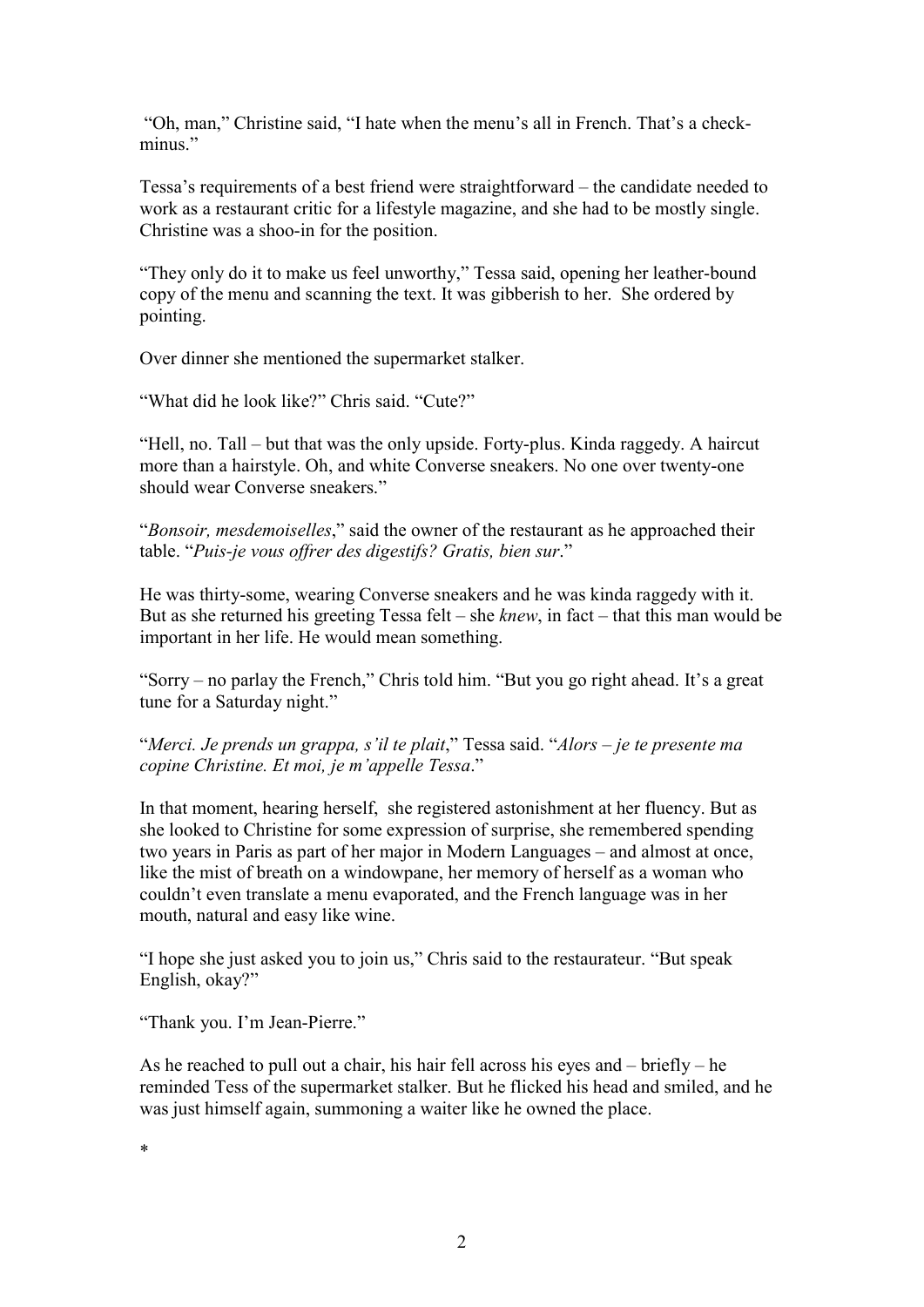"Oh, man," Christine said, "I hate when the menu's all in French. That's a check-minus."

Tessa's requirements of a best friend were straightforward – the candidate needed to work as a restaurant critic for a lifestyle magazine, and she had to be mostly single. Christine was a shoo-in for the position.

"They only do it to make us feel unworthy," Tessa said, opening her leather-bound copy of the menu and scanning the text. It was gibberish to her. She ordered by pointing.

Over dinner she mentioned the supermarket stalker.

"What did he look like?" Chris said. "Cute?"

"Hell, no. Tall – but that was the only upside. Forty-plus. Kinda raggedy. A haircut more than a hairstyle. Oh, and white Converse sneakers. No one over twenty-one should wear Converse sneakers."

"*Bonsoir, mesdemoiselles*," said the owner of the restaurant as he approached their table. "*Puis-je vous offrer des digestifs? Gratis, bien sur*."

He was thirty-some, wearing Converse sneakers and he was kinda raggedy with it. But as she returned his greeting Tessa felt – she *knew*, in fact – that this man would be important in her life. He would mean something.

"Sorry – no parlay the French," Chris told him. "But you go right ahead. It's a great tune for a Saturday night."

"*Merci. Je prends un grappa, s'il te plait*," Tessa said. "*Alors – je te presente ma copine Christine. Et moi, je m'appelle Tessa*."

In that moment, hearing herself, she registered astonishment at her fluency. But as she looked to Christine for some expression of surprise, she remembered spending two years in Paris as part of her major in Modern Languages – and almost at once, like the mist of breath on a windowpane, her memory of herself as a woman who couldn't even translate a menu evaporated, and the French language was in her mouth, natural and easy like wine.

"I hope she just asked you to join us," Chris said to the restaurateur. "But speak English, okay?"

"Thank you. I'm Jean-Pierre."

As he reached to pull out a chair, his hair fell across his eyes and – briefly – he reminded Tess of the supermarket stalker. But he flicked his head and smiled, and he was just himself again, summoning a waiter like he owned the place.

*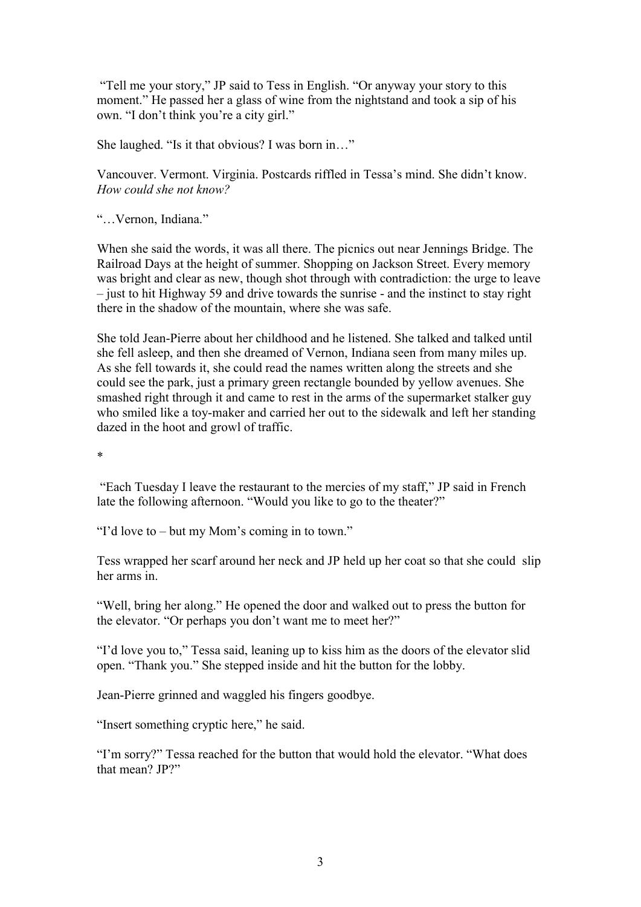"Tell me your story," JP said to Tess in English. "Or anyway your story to this moment." He passed her a glass of wine from the nightstand and took a sip of his own. "I don't think you're a city girl."

She laughed. "Is it that obvious? I was born in…"

Vancouver. Vermont. Virginia. Postcards riffled in Tessa's mind. She didn't know. *How could she not know?*

"…Vernon, Indiana."

When she said the words, it was all there. The picnics out near Jennings Bridge. The Railroad Days at the height of summer. Shopping on Jackson Street. Every memory was bright and clear as new, though shot through with contradiction: the urge to leave – just to hit Highway 59 and drive towards the sunrise - and the instinct to stay right there in the shadow of the mountain, where she was safe.

She told Jean-Pierre about her childhood and he listened. She talked and talked until she fell asleep, and then she dreamed of Vernon, Indiana seen from many miles up. As she fell towards it, she could read the names written along the streets and she could see the park, just a primary green rectangle bounded by yellow avenues. She smashed right through it and came to rest in the arms of the supermarket stalker guy who smiled like a toy-maker and carried her out to the sidewalk and left her standing dazed in the hoot and growl of traffic.

*

"Each Tuesday I leave the restaurant to the mercies of my staff," JP said in French late the following afternoon. "Would you like to go to the theater?"

"I'd love to – but my Mom's coming in to town."

Tess wrapped her scarf around her neck and JP held up her coat so that she could slip her arms in.

"Well, bring her along." He opened the door and walked out to press the button for the elevator. "Or perhaps you don't want me to meet her?"

"I'd love you to," Tessa said, leaning up to kiss him as the doors of the elevator slid open. "Thank you." She stepped inside and hit the button for the lobby.

Jean-Pierre grinned and waggled his fingers goodbye.

"Insert something cryptic here," he said.

"I'm sorry?" Tessa reached for the button that would hold the elevator. "What does that mean? JP?"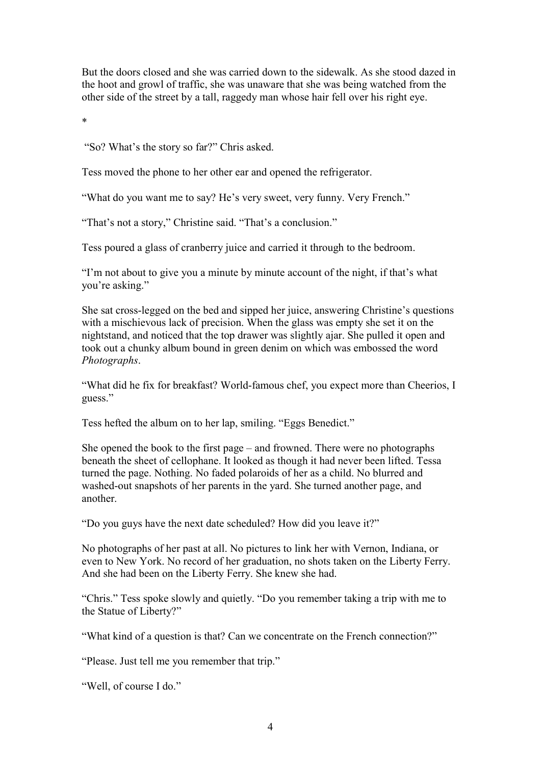But the doors closed and she was carried down to the sidewalk. As she stood dazed in the hoot and growl of traffic, she was unaware that she was being watched from the other side of the street by a tall, raggedy man whose hair fell over his right eye.

*

"So? What's the story so far?" Chris asked.

Tess moved the phone to her other ear and opened the refrigerator.

"What do you want me to say? He's very sweet, very funny. Very French."

"That's not a story," Christine said. "That's a conclusion."

Tess poured a glass of cranberry juice and carried it through to the bedroom.

"I'm not about to give you a minute by minute account of the night, if that's what you're asking."

She sat cross-legged on the bed and sipped her juice, answering Christine's questions with a mischievous lack of precision. When the glass was empty she set it on the nightstand, and noticed that the top drawer was slightly ajar. She pulled it open and took out a chunky album bound in green denim on which was embossed the word *Photographs*.

"What did he fix for breakfast? World-famous chef, you expect more than Cheerios, I guess."

Tess hefted the album on to her lap, smiling. "Eggs Benedict."

She opened the book to the first page – and frowned. There were no photographs beneath the sheet of cellophane. It looked as though it had never been lifted. Tessa turned the page. Nothing. No faded polaroids of her as a child. No blurred and washed-out snapshots of her parents in the yard. She turned another page, and another.

"Do you guys have the next date scheduled? How did you leave it?"

No photographs of her past at all. No pictures to link her with Vernon, Indiana, or even to New York. No record of her graduation, no shots taken on the Liberty Ferry. And she had been on the Liberty Ferry. She knew she had.

"Chris." Tess spoke slowly and quietly. "Do you remember taking a trip with me to the Statue of Liberty?"

"What kind of a question is that? Can we concentrate on the French connection?"

"Please. Just tell me you remember that trip."

"Well, of course I do."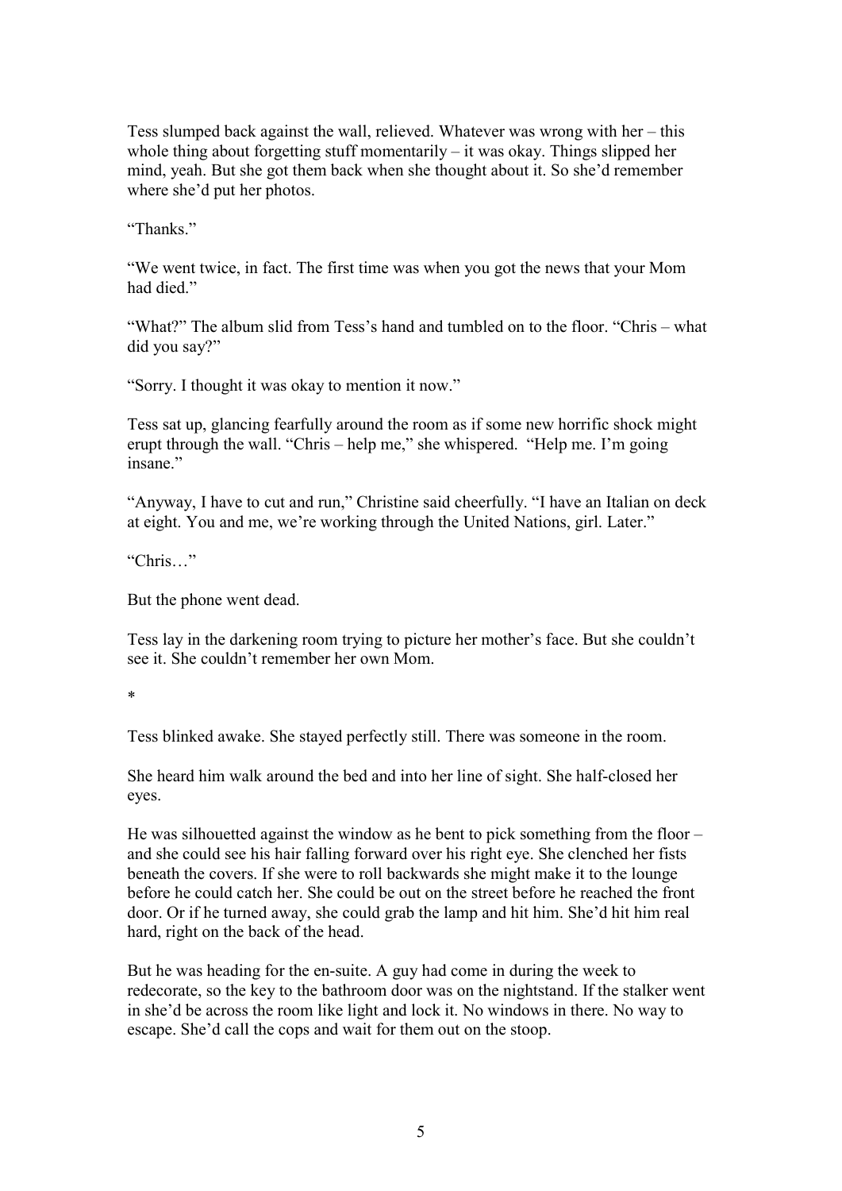Tess slumped back against the wall, relieved. Whatever was wrong with her – this whole thing about forgetting stuff momentarily – it was okay. Things slipped her mind, yeah. But she got them back when she thought about it. So she'd remember where she'd put her photos.

"Thanks."

"We went twice, in fact. The first time was when you got the news that your Mom had died."

"What?" The album slid from Tess's hand and tumbled on to the floor. "Chris – what did you say?"

"Sorry. I thought it was okay to mention it now."

Tess sat up, glancing fearfully around the room as if some new horrific shock might erupt through the wall. "Chris – help me," she whispered. "Help me. I'm going insane."

"Anyway, I have to cut and run," Christine said cheerfully. "I have an Italian on deck at eight. You and me, we're working through the United Nations, girl. Later."

"Chris…"

But the phone went dead.

Tess lay in the darkening room trying to picture her mother's face. But she couldn't see it. She couldn't remember her own Mom.

*

Tess blinked awake. She stayed perfectly still. There was someone in the room.

She heard him walk around the bed and into her line of sight. She half-closed her eyes.

He was silhouetted against the window as he bent to pick something from the floor – and she could see his hair falling forward over his right eye. She clenched her fists beneath the covers. If she were to roll backwards she might make it to the lounge before he could catch her. She could be out on the street before he reached the front door. Or if he turned away, she could grab the lamp and hit him. She'd hit him real hard, right on the back of the head.

But he was heading for the en-suite. A guy had come in during the week to redecorate, so the key to the bathroom door was on the nightstand. If the stalker went in she'd be across the room like light and lock it. No windows in there. No way to escape. She'd call the cops and wait for them out on the stoop.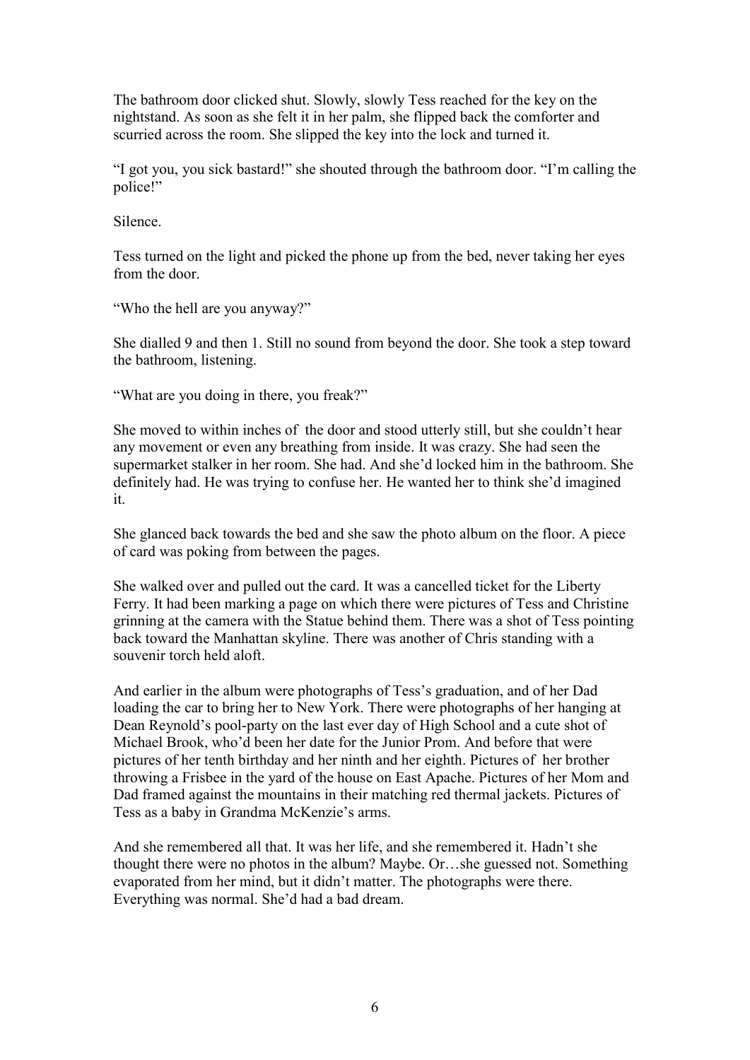The bathroom door clicked shut. Slowly, slowly Tess reached for the key on the nightstand. As soon as she felt it in her palm, she flipped back the comforter and scurried across the room. She slipped the key into the lock and turned it.

"I got you, you sick bastard!" she shouted through the bathroom door. "I'm calling the police!"

Silence.

Tess turned on the light and picked the phone up from the bed, never taking her eyes from the door.

"Who the hell are you anyway?"

She dialled 9 and then 1. Still no sound from beyond the door. She took a step toward the bathroom, listening.

"What are you doing in there, you freak?"

She moved to within inches of the door and stood utterly still, but she couldn't hear any movement or even any breathing from inside. It was crazy. She had seen the supermarket stalker in her room. She had. And she'd locked him in the bathroom. She definitely had. He was trying to confuse her. He wanted her to think she'd imagined it.

She glanced back towards the bed and she saw the photo album on the floor. A piece of card was poking from between the pages.

She walked over and pulled out the card. It was a cancelled ticket for the Liberty Ferry. It had been marking a page on which there were pictures of Tess and Christine grinning at the camera with the Statue behind them. There was a shot of Tess pointing back toward the Manhattan skyline. There was another of Chris standing with a souvenir torch held aloft.

And earlier in the album were photographs of Tess's graduation, and of her Dad loading the car to bring her to New York. There were photographs of her hanging at Dean Reynold's pool-party on the last ever day of High School and a cute shot of Michael Brook, who'd been her date for the Junior Prom. And before that were pictures of her tenth birthday and her ninth and her eighth. Pictures of her brother throwing a Frisbee in the yard of the house on East Apache. Pictures of her Mom and Dad framed against the mountains in their matching red thermal jackets. Pictures of Tess as a baby in Grandma McKenzie's arms.

And she remembered all that. It was her life, and she remembered it. Hadn't she thought there were no photos in the album? Maybe. Or…she guessed not. Something evaporated from her mind, but it didn't matter. The photographs were there. Everything was normal. She'd had a bad dream.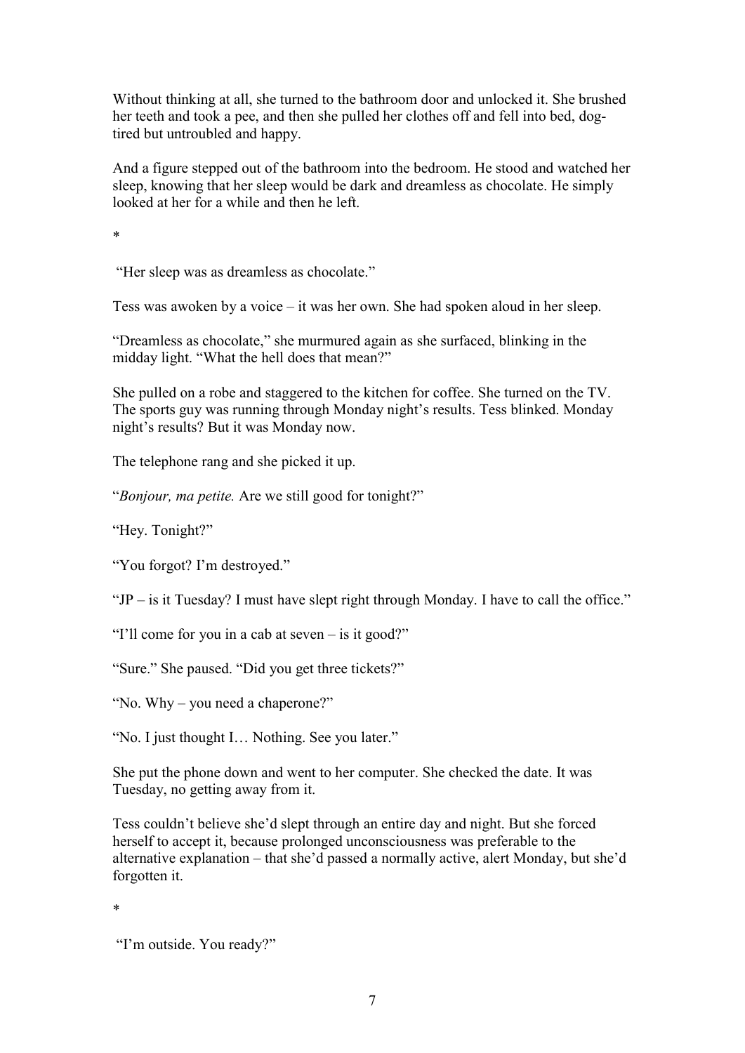Without thinking at all, she turned to the bathroom door and unlocked it. She brushed her teeth and took a pee, and then she pulled her clothes off and fell into bed, dog-tired but untroubled and happy.

And a figure stepped out of the bathroom into the bedroom. He stood and watched her sleep, knowing that her sleep would be dark and dreamless as chocolate. He simply looked at her for a while and then he left.

*

"Her sleep was as dreamless as chocolate."

Tess was awoken by a voice – it was her own. She had spoken aloud in her sleep.

"Dreamless as chocolate," she murmured again as she surfaced, blinking in the midday light. "What the hell does that mean?"

She pulled on a robe and staggered to the kitchen for coffee. She turned on the TV. The sports guy was running through Monday night's results. Tess blinked. Monday night's results? But it was Monday now.

The telephone rang and she picked it up.

"*Bonjour, ma petite.* Are we still good for tonight?"

"Hey. Tonight?"

"You forgot? I'm destroyed."

"JP – is it Tuesday? I must have slept right through Monday. I have to call the office."

"I'll come for you in a cab at seven – is it good?"

"Sure." She paused. "Did you get three tickets?"

"No. Why – you need a chaperone?"

"No. I just thought I… Nothing. See you later."

She put the phone down and went to her computer. She checked the date. It was Tuesday, no getting away from it.

Tess couldn't believe she'd slept through an entire day and night. But she forced herself to accept it, because prolonged unconsciousness was preferable to the alternative explanation – that she'd passed a normally active, alert Monday, but she'd forgotten it.

*

"I'm outside. You ready?"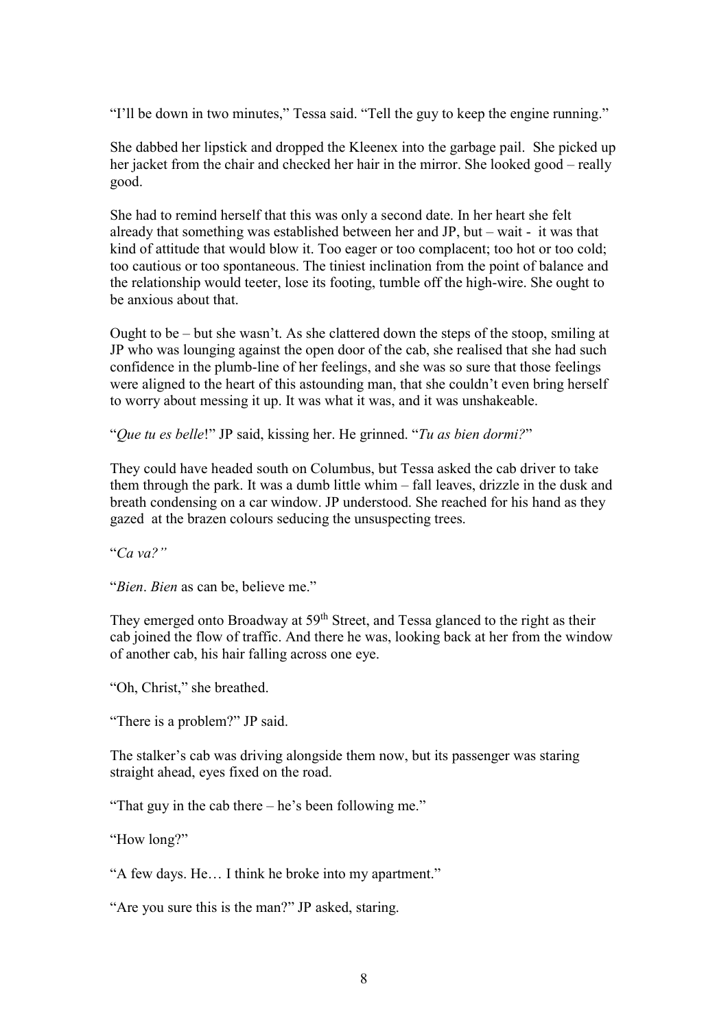"I'll be down in two minutes," Tessa said. "Tell the guy to keep the engine running."

She dabbed her lipstick and dropped the Kleenex into the garbage pail. She picked up her jacket from the chair and checked her hair in the mirror. She looked good – really good.

She had to remind herself that this was only a second date. In her heart she felt already that something was established between her and JP, but – wait - it was that kind of attitude that would blow it. Too eager or too complacent; too hot or too cold; too cautious or too spontaneous. The tiniest inclination from the point of balance and the relationship would teeter, lose its footing, tumble off the high-wire. She ought to be anxious about that.

Ought to be – but she wasn't. As she clattered down the steps of the stoop, smiling at JP who was lounging against the open door of the cab, she realised that she had such confidence in the plumb-line of her feelings, and she was so sure that those feelings were aligned to the heart of this astounding man, that she couldn't even bring herself to worry about messing it up. It was what it was, and it was unshakeable.

"*Que tu es belle*!" JP said, kissing her. He grinned. "*Tu as bien dormi?*"

They could have headed south on Columbus, but Tessa asked the cab driver to take them through the park. It was a dumb little whim – fall leaves, drizzle in the dusk and breath condensing on a car window. JP understood. She reached for his hand as they gazed at the brazen colours seducing the unsuspecting trees.

"*Ca va?"*

"*Bien*. *Bien* as can be, believe me."

They emerged onto Broadway at 59th Street, and Tessa glanced to the right as their cab joined the flow of traffic. And there he was, looking back at her from the window of another cab, his hair falling across one eye.

"Oh, Christ," she breathed.

"There is a problem?" JP said.

The stalker's cab was driving alongside them now, but its passenger was staring straight ahead, eyes fixed on the road.

"That guy in the cab there – he's been following me."

"How long?"

"A few days. He… I think he broke into my apartment."

"Are you sure this is the man?" JP asked, staring.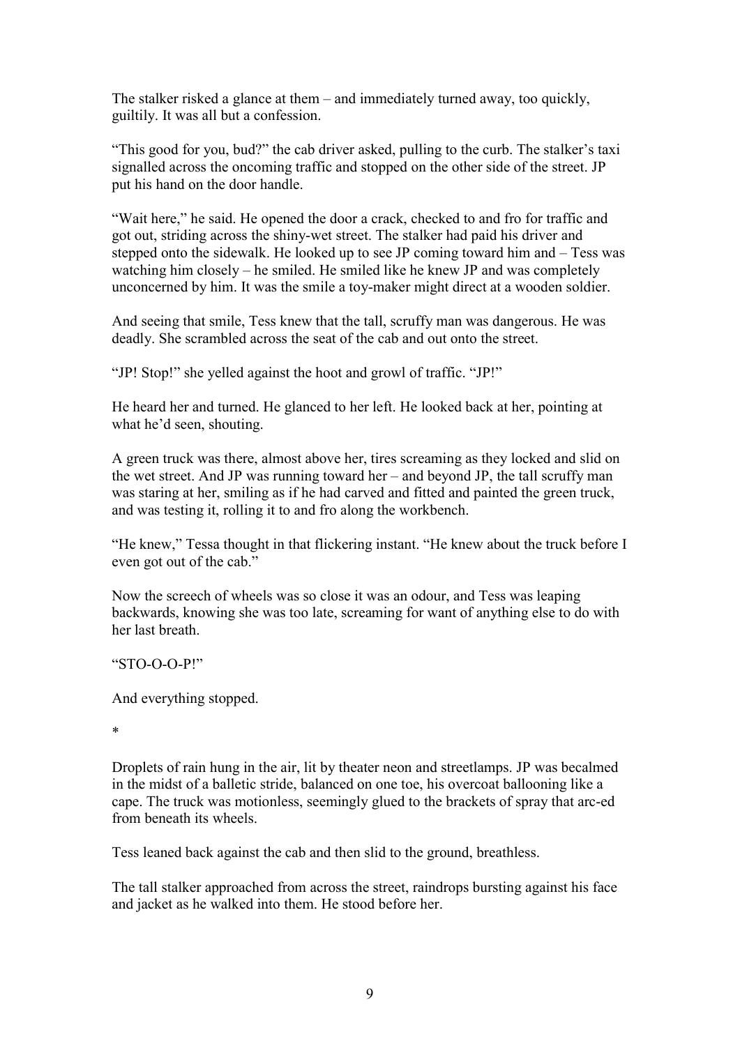The stalker risked a glance at them – and immediately turned away, too quickly, guiltily. It was all but a confession.

"This good for you, bud?" the cab driver asked, pulling to the curb. The stalker's taxi signalled across the oncoming traffic and stopped on the other side of the street. JP put his hand on the door handle.

"Wait here," he said. He opened the door a crack, checked to and fro for traffic and got out, striding across the shiny-wet street. The stalker had paid his driver and stepped onto the sidewalk. He looked up to see JP coming toward him and – Tess was watching him closely – he smiled. He smiled like he knew JP and was completely unconcerned by him. It was the smile a toy-maker might direct at a wooden soldier.

And seeing that smile, Tess knew that the tall, scruffy man was dangerous. He was deadly. She scrambled across the seat of the cab and out onto the street.

"JP! Stop!" she yelled against the hoot and growl of traffic. "JP!"

He heard her and turned. He glanced to her left. He looked back at her, pointing at what he'd seen, shouting.

A green truck was there, almost above her, tires screaming as they locked and slid on the wet street. And JP was running toward her – and beyond JP, the tall scruffy man was staring at her, smiling as if he had carved and fitted and painted the green truck, and was testing it, rolling it to and fro along the workbench.

"He knew," Tessa thought in that flickering instant. "He knew about the truck before I even got out of the cab."

Now the screech of wheels was so close it was an odour, and Tess was leaping backwards, knowing she was too late, screaming for want of anything else to do with her last breath.

"STO-O-O-P!"

And everything stopped.

*

Droplets of rain hung in the air, lit by theater neon and streetlamps. JP was becalmed in the midst of a balletic stride, balanced on one toe, his overcoat ballooning like a cape. The truck was motionless, seemingly glued to the brackets of spray that arc-ed from beneath its wheels.

Tess leaned back against the cab and then slid to the ground, breathless.

The tall stalker approached from across the street, raindrops bursting against his face and jacket as he walked into them. He stood before her.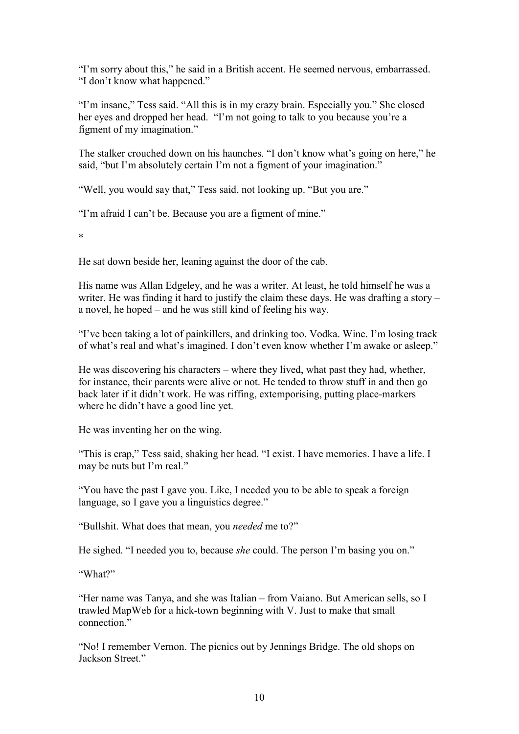"I'm sorry about this," he said in a British accent. He seemed nervous, embarrassed. "I don't know what happened."

"I'm insane," Tess said. "All this is in my crazy brain. Especially you." She closed her eyes and dropped her head. "I'm not going to talk to you because you're a figment of my imagination."

The stalker crouched down on his haunches. "I don't know what's going on here," he said, "but I'm absolutely certain I'm not a figment of your imagination."

"Well, you would say that," Tess said, not looking up. "But you are."

"I'm afraid I can't be. Because you are a figment of mine."

*

He sat down beside her, leaning against the door of the cab.

His name was Allan Edgeley, and he was a writer. At least, he told himself he was a writer. He was finding it hard to justify the claim these days. He was drafting a story – a novel, he hoped – and he was still kind of feeling his way.

"I've been taking a lot of painkillers, and drinking too. Vodka. Wine. I'm losing track of what's real and what's imagined. I don't even know whether I'm awake or asleep."

He was discovering his characters – where they lived, what past they had, whether, for instance, their parents were alive or not. He tended to throw stuff in and then go back later if it didn't work. He was riffing, extemporising, putting place-markers where he didn't have a good line yet.

He was inventing her on the wing.

"This is crap," Tess said, shaking her head. "I exist. I have memories. I have a life. I may be nuts but I'm real."

"You have the past I gave you. Like, I needed you to be able to speak a foreign language, so I gave you a linguistics degree."

"Bullshit. What does that mean, you *needed* me to?"

He sighed. "I needed you to, because *she* could. The person I'm basing you on."

"What?"

"Her name was Tanya, and she was Italian – from Vaiano. But American sells, so I trawled MapWeb for a hick-town beginning with V. Just to make that small connection."

"No! I remember Vernon. The picnics out by Jennings Bridge. The old shops on Jackson Street."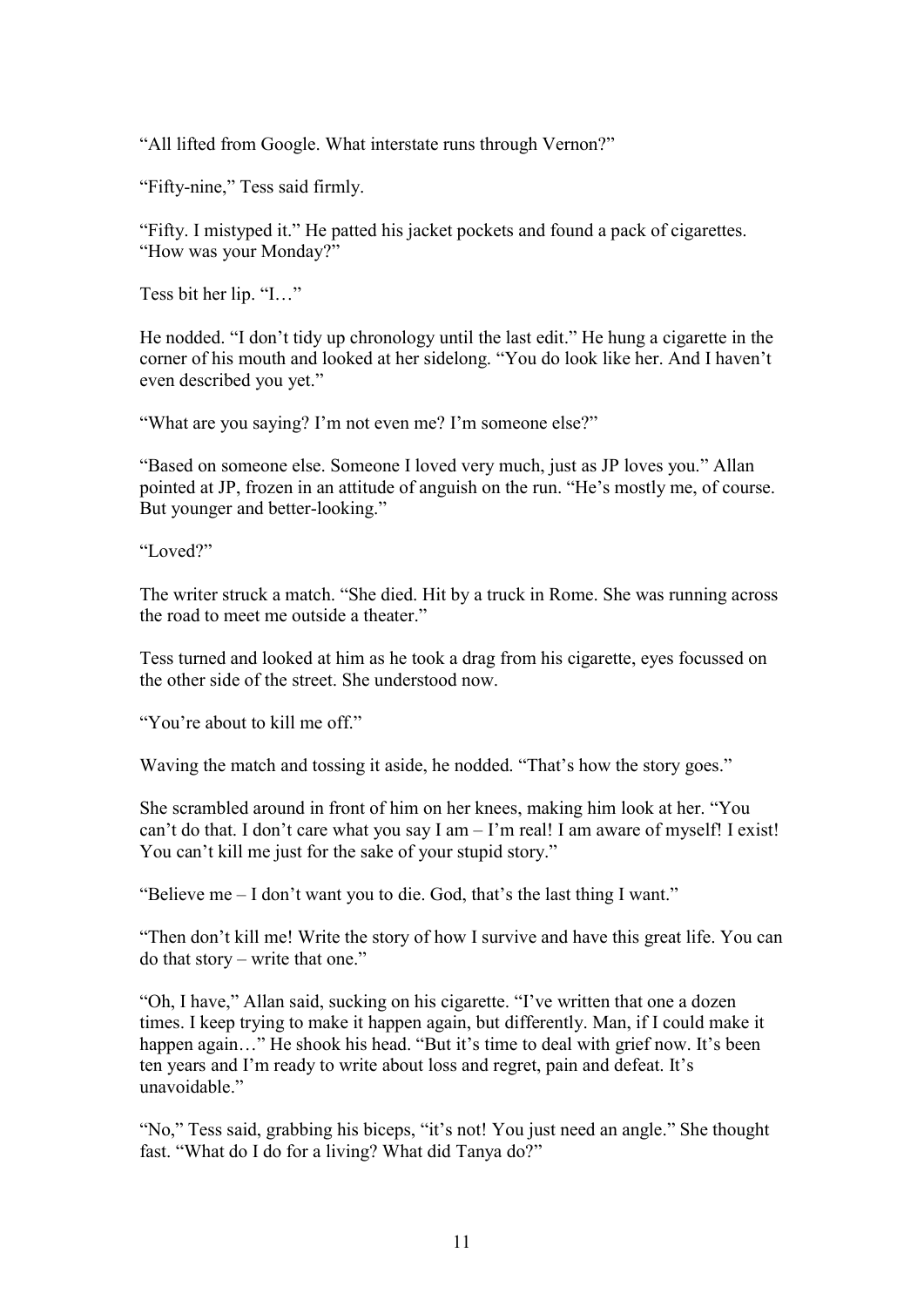"All lifted from Google. What interstate runs through Vernon?"

"Fifty-nine," Tess said firmly.

"Fifty. I mistyped it." He patted his jacket pockets and found a pack of cigarettes. "How was your Monday?"

Tess bit her lip. "I…"

He nodded. "I don't tidy up chronology until the last edit." He hung a cigarette in the corner of his mouth and looked at her sidelong. "You do look like her. And I haven't even described you yet."

"What are you saying? I'm not even me? I'm someone else?"

"Based on someone else. Someone I loved very much, just as JP loves you." Allan pointed at JP, frozen in an attitude of anguish on the run. "He's mostly me, of course. But younger and better-looking."

"Loved?"

The writer struck a match. "She died. Hit by a truck in Rome. She was running across the road to meet me outside a theater."

Tess turned and looked at him as he took a drag from his cigarette, eyes focussed on the other side of the street. She understood now.

"You're about to kill me off."

Waving the match and tossing it aside, he nodded. "That's how the story goes."

She scrambled around in front of him on her knees, making him look at her. "You can't do that. I don't care what you say I am – I'm real! I am aware of myself! I exist! You can't kill me just for the sake of your stupid story."

"Believe me – I don't want you to die. God, that's the last thing I want."

"Then don't kill me! Write the story of how I survive and have this great life. You can do that story – write that one."

"Oh, I have," Allan said, sucking on his cigarette. "I've written that one a dozen times. I keep trying to make it happen again, but differently. Man, if I could make it happen again…" He shook his head. "But it's time to deal with grief now. It's been ten years and I'm ready to write about loss and regret, pain and defeat. It's unavoidable."

"No," Tess said, grabbing his biceps, "it's not! You just need an angle." She thought fast. "What do I do for a living? What did Tanya do?"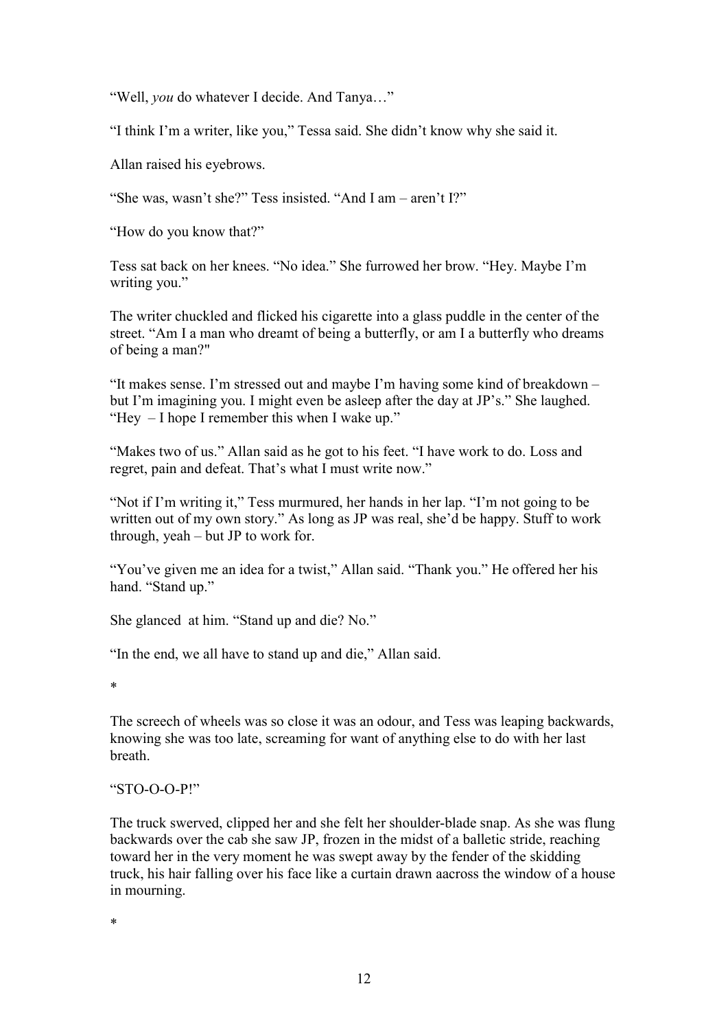"Well, *you* do whatever I decide. And Tanya…"

"I think I'm a writer, like you," Tessa said. She didn't know why she said it.

Allan raised his eyebrows.

"She was, wasn't she?" Tess insisted. "And I am – aren't I?"

"How do you know that?"

Tess sat back on her knees. "No idea." She furrowed her brow. "Hey. Maybe I'm writing you."

The writer chuckled and flicked his cigarette into a glass puddle in the center of the street. "Am I a man who dreamt of being a butterfly, or am I a butterfly who dreams of being a man?"

"It makes sense. I'm stressed out and maybe I'm having some kind of breakdown – but I'm imagining you. I might even be asleep after the day at JP's." She laughed. "Hey – I hope I remember this when I wake up."

"Makes two of us." Allan said as he got to his feet. "I have work to do. Loss and regret, pain and defeat. That's what I must write now."

"Not if I'm writing it," Tess murmured, her hands in her lap. "I'm not going to be written out of my own story." As long as JP was real, she'd be happy. Stuff to work through, yeah – but JP to work for.

"You've given me an idea for a twist," Allan said. "Thank you." He offered her his hand. "Stand up."

She glanced at him. "Stand up and die? No."

"In the end, we all have to stand up and die," Allan said.

*

The screech of wheels was so close it was an odour, and Tess was leaping backwards, knowing she was too late, screaming for want of anything else to do with her last breath.

"STO-O-O-P!"

The truck swerved, clipped her and she felt her shoulder-blade snap. As she was flung backwards over the cab she saw JP, frozen in the midst of a balletic stride, reaching toward her in the very moment he was swept away by the fender of the skidding truck, his hair falling over his face like a curtain drawn aacross the window of a house in mourning.

*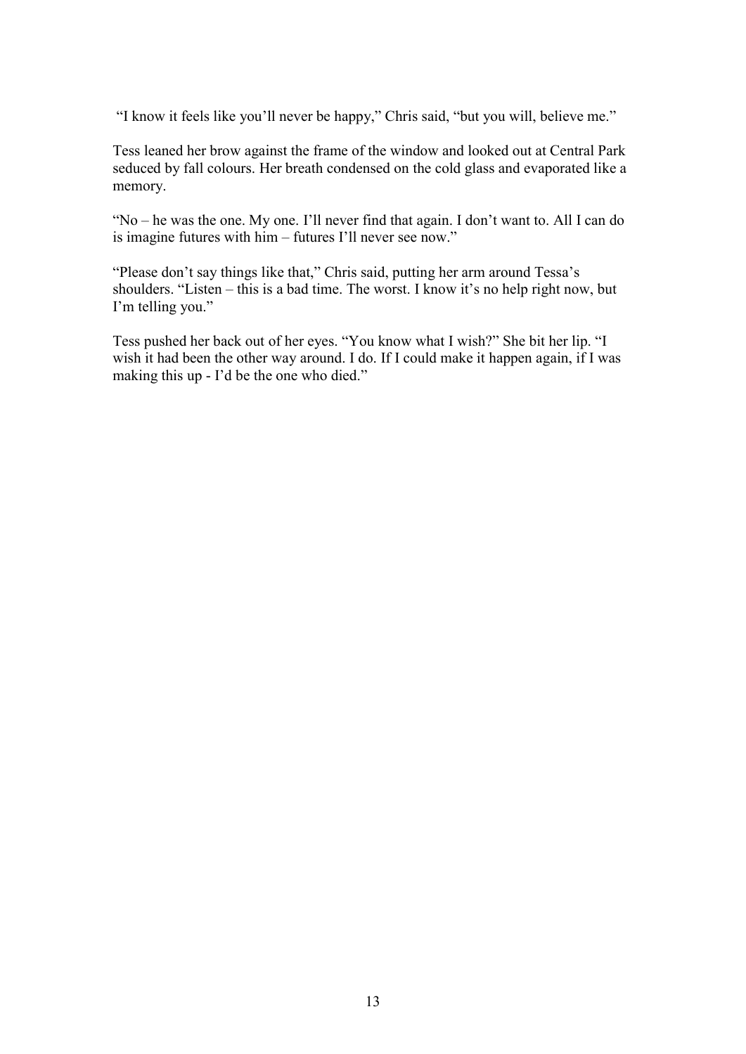"I know it feels like you'll never be happy," Chris said, "but you will, believe me."

Tess leaned her brow against the frame of the window and looked out at Central Park seduced by fall colours. Her breath condensed on the cold glass and evaporated like a memory.

"No – he was the one. My one. I'll never find that again. I don't want to. All I can do is imagine futures with him – futures I'll never see now."

"Please don't say things like that," Chris said, putting her arm around Tessa's shoulders. "Listen – this is a bad time. The worst. I know it's no help right now, but I'm telling you."

Tess pushed her back out of her eyes. "You know what I wish?" She bit her lip. "I wish it had been the other way around. I do. If I could make it happen again, if I was making this up - I'd be the one who died."